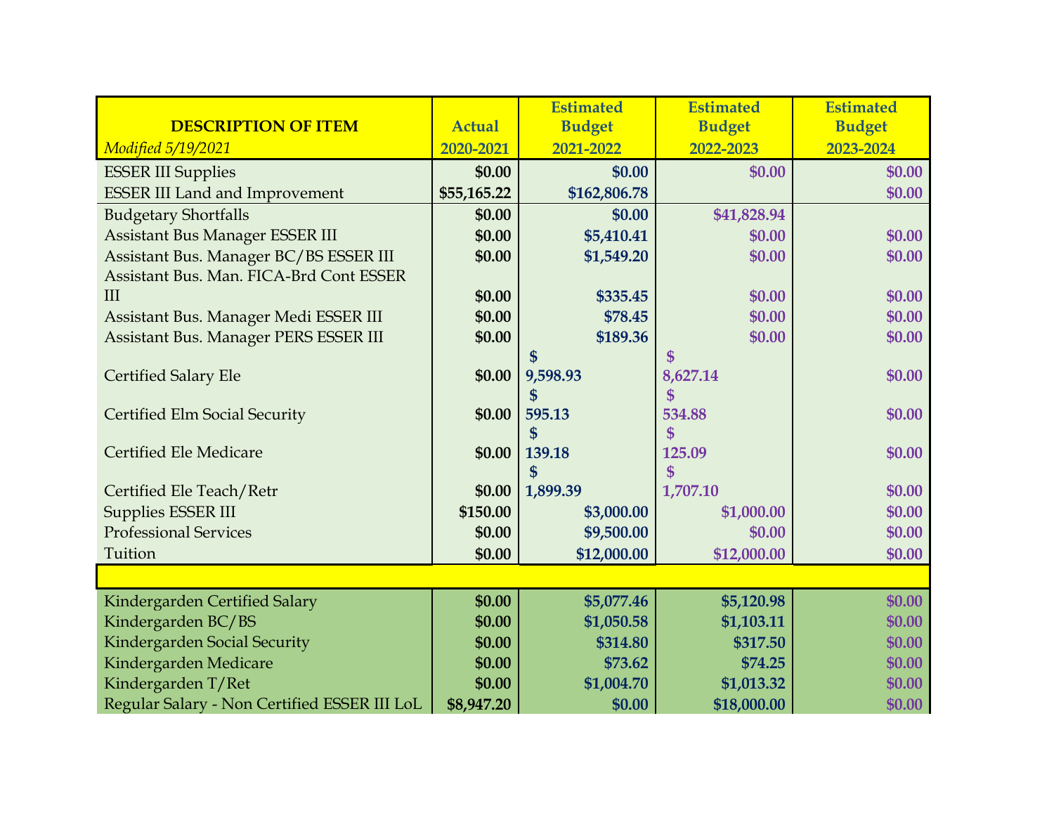| DESCRIPTION OF ITEM<br>*Modified 5/19/2021* | Actual<br>2020-2021 | Estimated Budget<br>2021-2022 | Estimated Budget<br>2022-2023 | Estimated Budget<br>2023-2024 |
|---|---|---|---|---|
| ESSER III Supplies | **$0.00** | **$0.00** | **$0.00** | **$0.00** |
| ESSER III Land and Improvement | **$55,165.22** | **$162,806.78** | | **$0.00** |
| Budgetary Shortfalls | **$0.00** | **$0.00** | **$41,828.94** | |
| Assistant Bus Manager ESSER III | **$0.00** | **$5,410.41** | **$0.00** | **$0.00** |
| Assistant Bus. Manager BC/BS ESSER III | **$0.00** | **$1,549.20** | **$0.00** | **$0.00** |
| Assistant Bus. Man. FICA-Brd Cont ESSER III | **$0.00** | **$335.45** | **$0.00** | **$0.00** |
| Assistant Bus. Manager Medi ESSER III | **$0.00** | **$78.45** | **$0.00** | **$0.00** |
| Assistant Bus. Manager PERS ESSER III | **$0.00** | **$189.36** | **$0.00** | **$0.00** |
| Certified Salary Ele | **$0.00** | **$ 9,598.93** | **$ 8,627.14** | **$0.00** |
| Certified Elm Social Security | **$0.00** | **$ 595.13** | **$ 534.88** | **$0.00** |
| Certified Ele Medicare | **$0.00** | **$ 139.18** | **$ 125.09** | **$0.00** |
| Certified Ele Teach/Retr | **$0.00** | **$ 1,899.39** | **$ 1,707.10** | **$0.00** |
| Supplies ESSER III | **$150.00** | **$3,000.00** | **$1,000.00** | **$0.00** |
| Professional Services | **$0.00** | **$9,500.00** | **$0.00** | **$0.00** |
| Tuition | **$0.00** | **$12,000.00** | **$12,000.00** | **$0.00** |
| | | | | |
| Kindergarden Certified Salary | **$0.00** | **$5,077.46** | **$5,120.98** | **$0.00** |
| Kindergarden BC/BS | **$0.00** | **$1,050.58** | **$1,103.11** | **$0.00** |
| Kindergarden Social Security | **$0.00** | **$314.80** | **$317.50** | **$0.00** |
| Kindergarden Medicare | **$0.00** | **$73.62** | **$74.25** | **$0.00** |
| Kindergarden T/Ret | **$0.00** | **$1,004.70** | **$1,013.32** | **$0.00** |
| Regular Salary - Non Certified ESSER III LoL | **$8,947.20** | **$0.00** | **$18,000.00** | **$0.00** |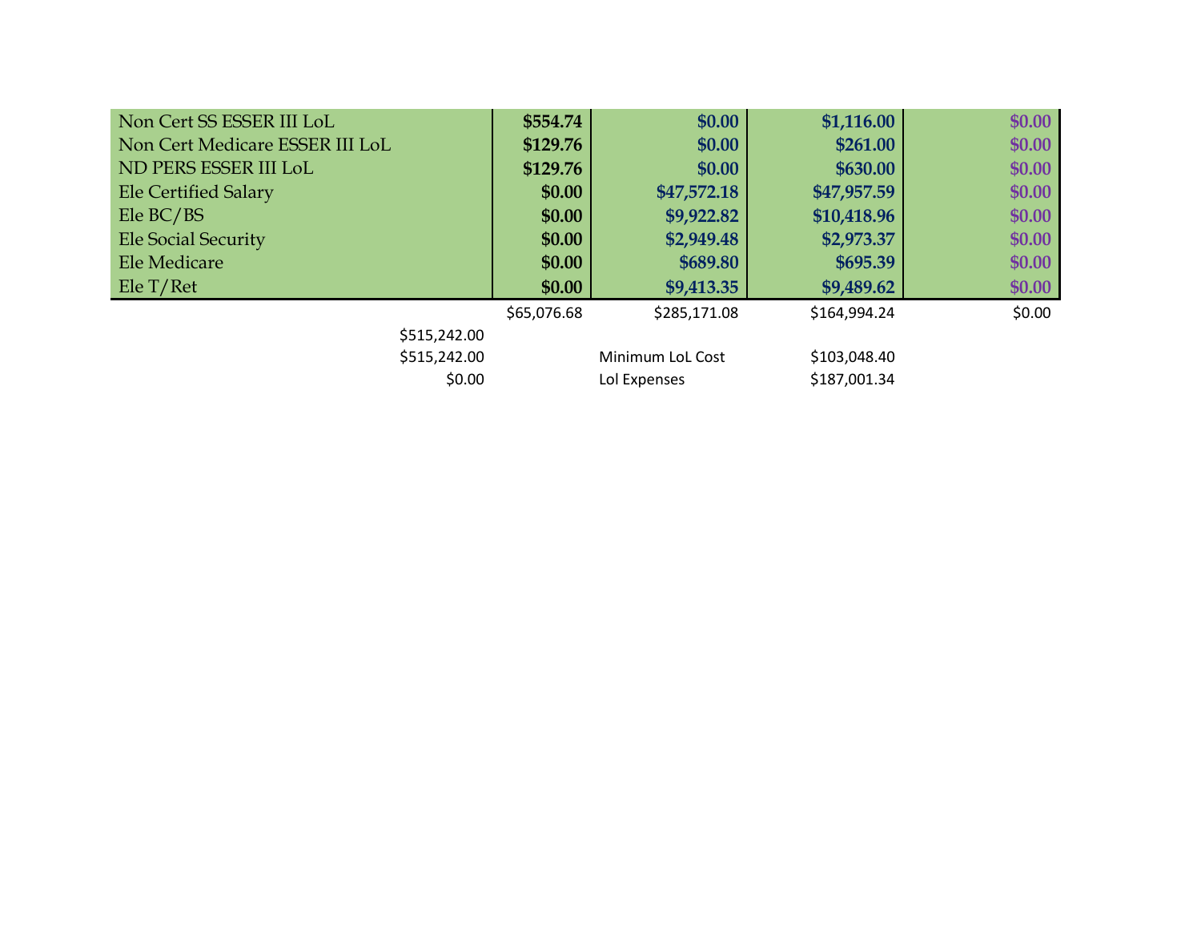| | | | | |
|---|---|---|---|---|
| Non Cert SS ESSER III LoL | **$554.74** | **$0.00** | **$1,116.00** | **$0.00** |
| Non Cert Medicare ESSER III LoL | **$129.76** | **$0.00** | **$261.00** | **$0.00** |
| ND PERS ESSER III LoL | **$129.76** | **$0.00** | **$630.00** | **$0.00** |
| Ele Certified Salary | **$0.00** | **$47,572.18** | **$47,957.59** | **$0.00** |
| Ele BC/BS | **$0.00** | **$9,922.82** | **$10,418.96** | **$0.00** |
| Ele Social Security | **$0.00** | **$2,949.48** | **$2,973.37** | **$0.00** |
| Ele Medicare | **$0.00** | **$689.80** | **$695.39** | **$0.00** |
| Ele T/Ret | **$0.00** | **$9,413.35** | **$9,489.62** | **$0.00** |
| | $65,076.68 | $285,171.08 | $164,994.24 | $0.00 |
| $515,242.00 | | | | |
| $515,242.00 | | Minimum LoL Cost | $103,048.40 | |
| $0.00 | | Lol Expenses | $187,001.34 | |